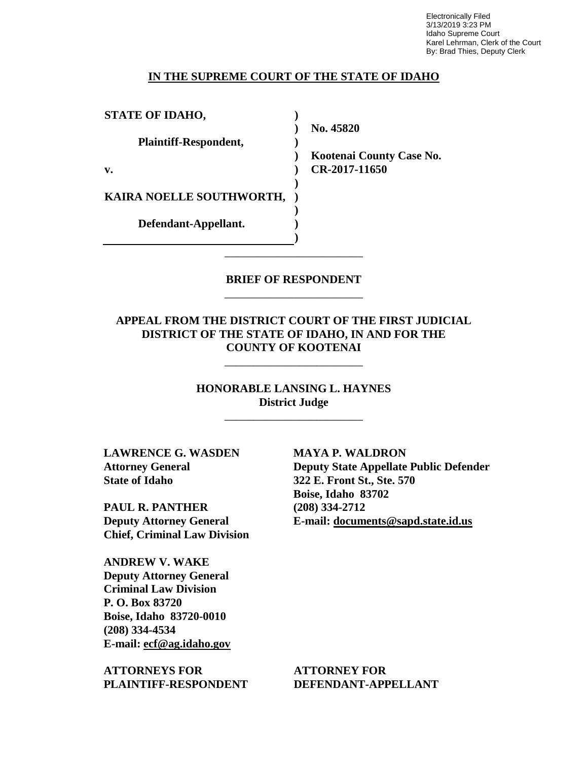Electronically Filed
3/13/2019 3:23 PM
Idaho Supreme Court
Karel Lehrman, Clerk of the Court
By: Brad Thies, Deputy Clerk

**IN THE SUPREME COURT OF THE STATE OF IDAHO**

| | | |
|---|---|---|
| **STATE OF IDAHO,** | ) | |
| | ) | **No. 45820** |
| **Plaintiff-Respondent,** | ) | |
| | ) | **Kootenai County Case No.** |
| **v.** | ) | **CR-2017-11650** |
| | ) | |
| **KAIRA NOELLE SOUTHWORTH,** | ) | |
| | ) | |
| **Defendant-Appellant.** | ) | |
| | ) | |

---

**BRIEF OF RESPONDENT**

---

**APPEAL FROM THE DISTRICT COURT OF THE FIRST JUDICIAL DISTRICT OF THE STATE OF IDAHO, IN AND FOR THE COUNTY OF KOOTENAI**

---

**HONORABLE LANSING L. HAYNES**
**District Judge**

---

**LAWRENCE G. WASDEN**
**Attorney General**
**State of Idaho**

**PAUL R. PANTHER**
**Deputy Attorney General**
**Chief, Criminal Law Division**

**ANDREW V. WAKE**
**Deputy Attorney General**
**Criminal Law Division**
**P. O. Box 83720**
**Boise, Idaho 83720-0010**
**(208) 334-4534**
**E-mail: ecf@ag.idaho.gov**

**ATTORNEYS FOR PLAINTIFF-RESPONDENT**

**MAYA P. WALDRON**
**Deputy State Appellate Public Defender**
**322 E. Front St., Ste. 570**
**Boise, Idaho 83702**
**(208) 334-2712**
**E-mail: documents@sapd.state.id.us**

**ATTORNEY FOR DEFENDANT-APPELLANT**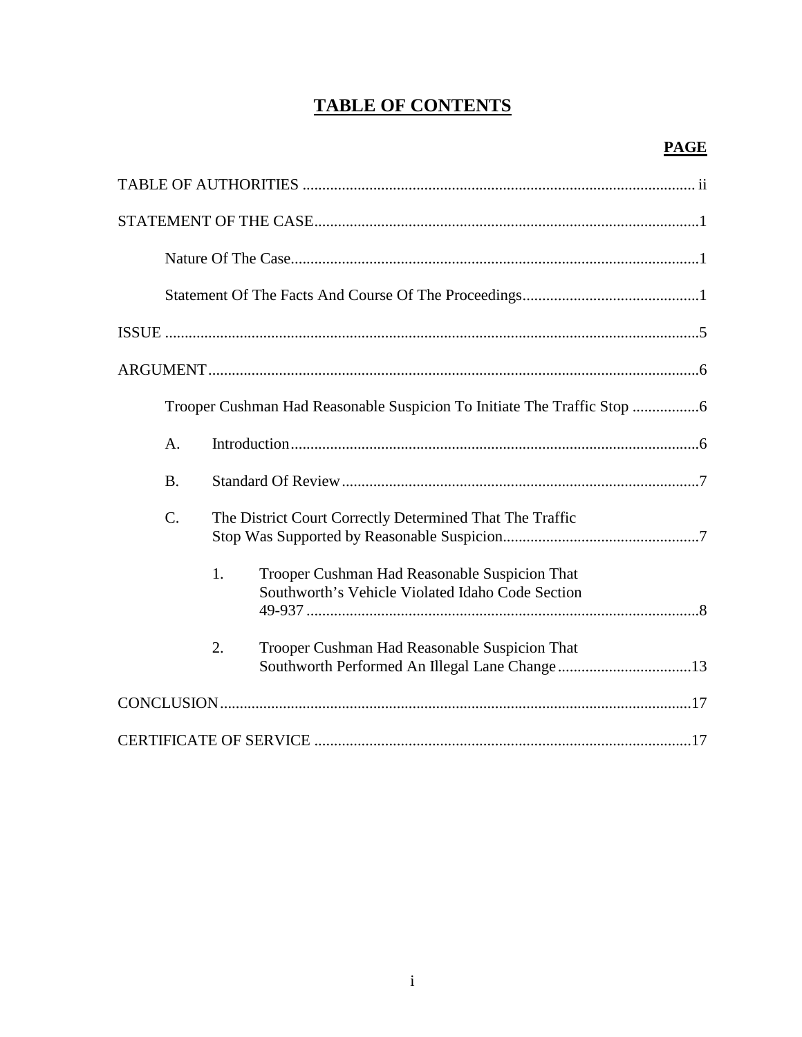# TABLE OF CONTENTS

| | PAGE |
|---|---|
| TABLE OF AUTHORITIES | ii |
| STATEMENT OF THE CASE | 1 |
| Nature Of The Case | 1 |
| Statement Of The Facts And Course Of The Proceedings | 1 |
| ISSUE | 5 |
| ARGUMENT | 6 |
| Trooper Cushman Had Reasonable Suspicion To Initiate The Traffic Stop | 6 |
| A. Introduction | 6 |
| B. Standard Of Review | 7 |
| C. The District Court Correctly Determined That The Traffic Stop Was Supported by Reasonable Suspicion | 7 |
| 1. Trooper Cushman Had Reasonable Suspicion That Southworth's Vehicle Violated Idaho Code Section 49-937 | 8 |
| 2. Trooper Cushman Had Reasonable Suspicion That Southworth Performed An Illegal Lane Change | 13 |
| CONCLUSION | 17 |
| CERTIFICATE OF SERVICE | 17 |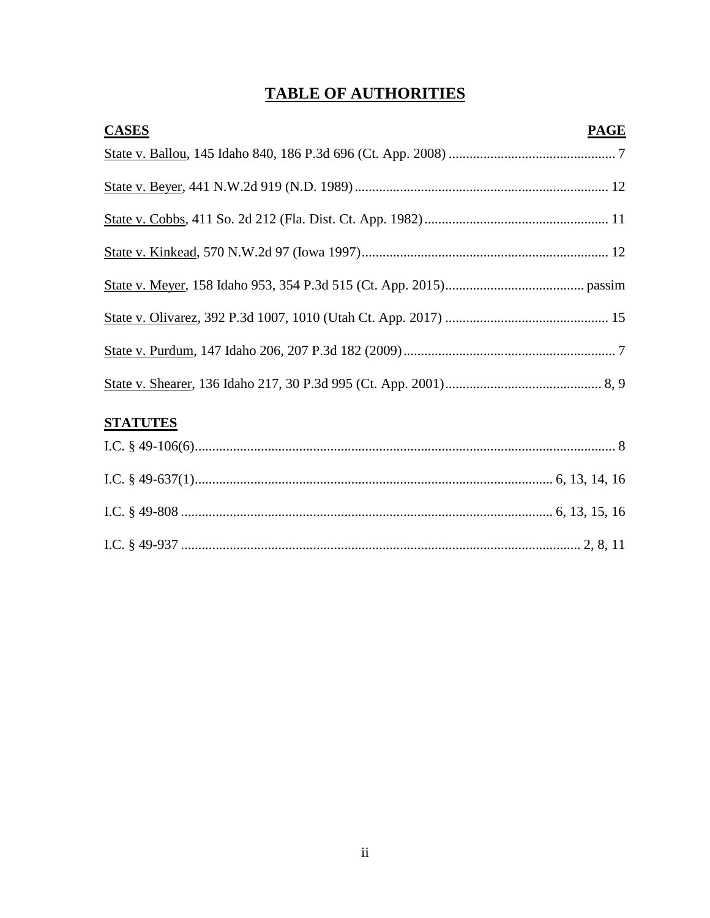# TABLE OF AUTHORITIES

| **CASES** | **PAGE** |
|---|---|
| State v. Ballou, 145 Idaho 840, 186 P.3d 696 (Ct. App. 2008) | 7 |
| State v. Beyer, 441 N.W.2d 919 (N.D. 1989) | 12 |
| State v. Cobbs, 411 So. 2d 212 (Fla. Dist. Ct. App. 1982) | 11 |
| State v. Kinkead, 570 N.W.2d 97 (Iowa 1997) | 12 |
| State v. Meyer, 158 Idaho 953, 354 P.3d 515 (Ct. App. 2015) | passim |
| State v. Olivarez, 392 P.3d 1007, 1010 (Utah Ct. App. 2017) | 15 |
| State v. Purdum, 147 Idaho 206, 207 P.3d 182 (2009) | 7 |
| State v. Shearer, 136 Idaho 217, 30 P.3d 995 (Ct. App. 2001) | 8, 9 |

| **STATUTES** | |
|---|---|
| I.C. § 49-106(6) | 8 |
| I.C. § 49-637(1) | 6, 13, 14, 16 |
| I.C. § 49-808 | 6, 13, 15, 16 |
| I.C. § 49-937 | 2, 8, 11 |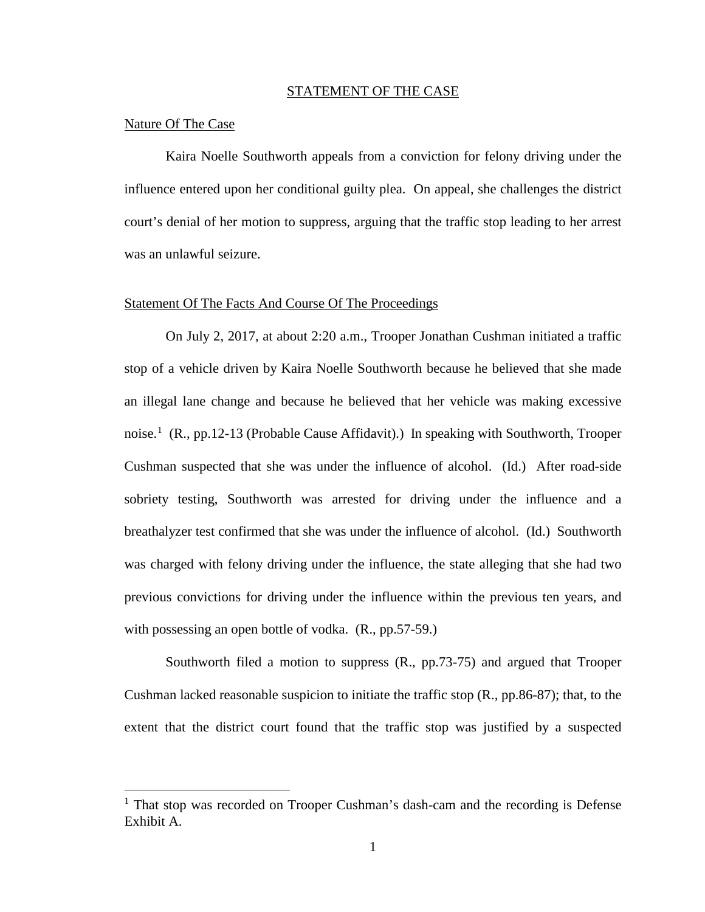# STATEMENT OF THE CASE

## Nature Of The Case

Kaira Noelle Southworth appeals from a conviction for felony driving under the influence entered upon her conditional guilty plea. On appeal, she challenges the district court's denial of her motion to suppress, arguing that the traffic stop leading to her arrest was an unlawful seizure.

## Statement Of The Facts And Course Of The Proceedings

On July 2, 2017, at about 2:20 a.m., Trooper Jonathan Cushman initiated a traffic stop of a vehicle driven by Kaira Noelle Southworth because he believed that she made an illegal lane change and because he believed that her vehicle was making excessive noise.[1] (R., pp.12-13 (Probable Cause Affidavit).) In speaking with Southworth, Trooper Cushman suspected that she was under the influence of alcohol. (Id.) After road-side sobriety testing, Southworth was arrested for driving under the influence and a breathalyzer test confirmed that she was under the influence of alcohol. (Id.) Southworth was charged with felony driving under the influence, the state alleging that she had two previous convictions for driving under the influence within the previous ten years, and with possessing an open bottle of vodka. (R., pp.57-59.)

Southworth filed a motion to suppress (R., pp.73-75) and argued that Trooper Cushman lacked reasonable suspicion to initiate the traffic stop (R., pp.86-87); that, to the extent that the district court found that the traffic stop was justified by a suspected

---

[1] That stop was recorded on Trooper Cushman's dash-cam and the recording is Defense Exhibit A.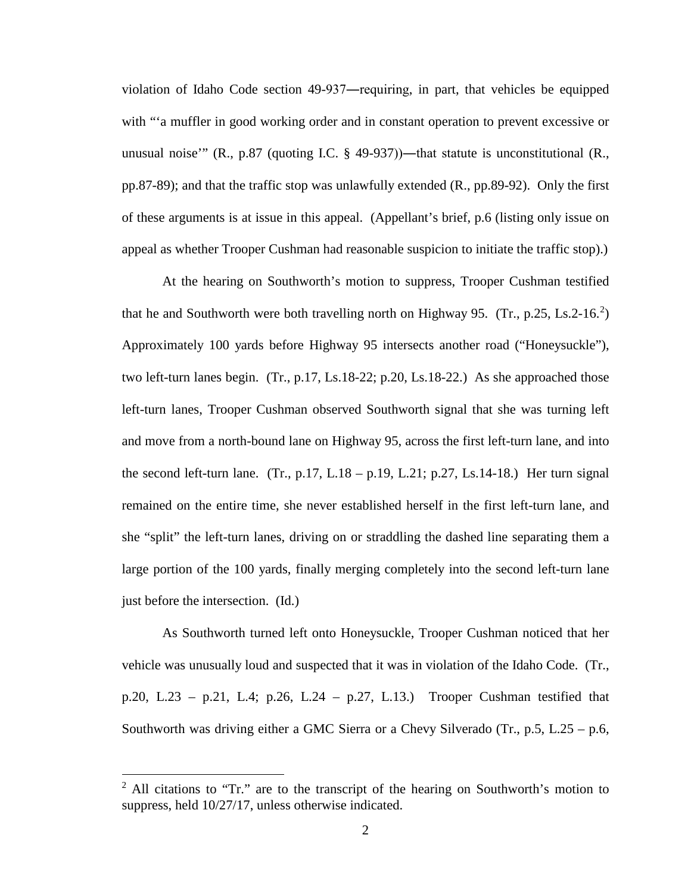violation of Idaho Code section 49-937—requiring, in part, that vehicles be equipped with "'a muffler in good working order and in constant operation to prevent excessive or unusual noise'" (R., p.87 (quoting I.C. § 49-937))—that statute is unconstitutional (R., pp.87-89); and that the traffic stop was unlawfully extended (R., pp.89-92). Only the first of these arguments is at issue in this appeal. (Appellant's brief, p.6 (listing only issue on appeal as whether Trooper Cushman had reasonable suspicion to initiate the traffic stop).)

At the hearing on Southworth's motion to suppress, Trooper Cushman testified that he and Southworth were both travelling north on Highway 95. (Tr., p.25, Ls.2-16.[2]) Approximately 100 yards before Highway 95 intersects another road ("Honeysuckle"), two left-turn lanes begin. (Tr., p.17, Ls.18-22; p.20, Ls.18-22.) As she approached those left-turn lanes, Trooper Cushman observed Southworth signal that she was turning left and move from a north-bound lane on Highway 95, across the first left-turn lane, and into the second left-turn lane. (Tr., p.17, L.18 – p.19, L.21; p.27, Ls.14-18.) Her turn signal remained on the entire time, she never established herself in the first left-turn lane, and she "split" the left-turn lanes, driving on or straddling the dashed line separating them a large portion of the 100 yards, finally merging completely into the second left-turn lane just before the intersection. (Id.)

As Southworth turned left onto Honeysuckle, Trooper Cushman noticed that her vehicle was unusually loud and suspected that it was in violation of the Idaho Code. (Tr., p.20, L.23 – p.21, L.4; p.26, L.24 – p.27, L.13.) Trooper Cushman testified that Southworth was driving either a GMC Sierra or a Chevy Silverado (Tr., p.5, L.25 – p.6,

[2] All citations to "Tr." are to the transcript of the hearing on Southworth's motion to suppress, held 10/27/17, unless otherwise indicated.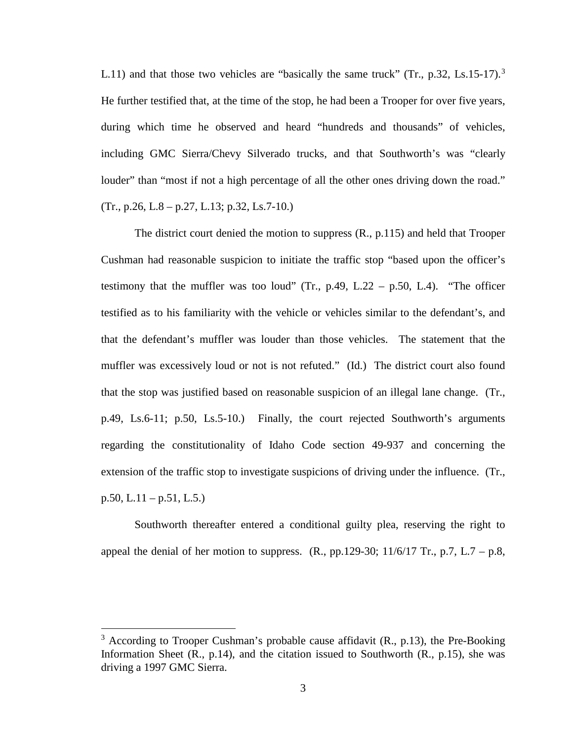L.11) and that those two vehicles are "basically the same truck" (Tr., p.32, Ls.15-17).[3] He further testified that, at the time of the stop, he had been a Trooper for over five years, during which time he observed and heard "hundreds and thousands" of vehicles, including GMC Sierra/Chevy Silverado trucks, and that Southworth's was "clearly louder" than "most if not a high percentage of all the other ones driving down the road." (Tr., p.26, L.8 – p.27, L.13; p.32, Ls.7-10.)

The district court denied the motion to suppress (R., p.115) and held that Trooper Cushman had reasonable suspicion to initiate the traffic stop "based upon the officer's testimony that the muffler was too loud" (Tr., p.49, L.22 – p.50, L.4). "The officer testified as to his familiarity with the vehicle or vehicles similar to the defendant's, and that the defendant's muffler was louder than those vehicles. The statement that the muffler was excessively loud or not is not refuted." (Id.) The district court also found that the stop was justified based on reasonable suspicion of an illegal lane change. (Tr., p.49, Ls.6-11; p.50, Ls.5-10.) Finally, the court rejected Southworth's arguments regarding the constitutionality of Idaho Code section 49-937 and concerning the extension of the traffic stop to investigate suspicions of driving under the influence. (Tr., p.50, L.11 – p.51, L.5.)

Southworth thereafter entered a conditional guilty plea, reserving the right to appeal the denial of her motion to suppress. (R., pp.129-30; 11/6/17 Tr., p.7, L.7 – p.8,

---

[3] According to Trooper Cushman's probable cause affidavit (R., p.13), the Pre-Booking Information Sheet (R., p.14), and the citation issued to Southworth (R., p.15), she was driving a 1997 GMC Sierra.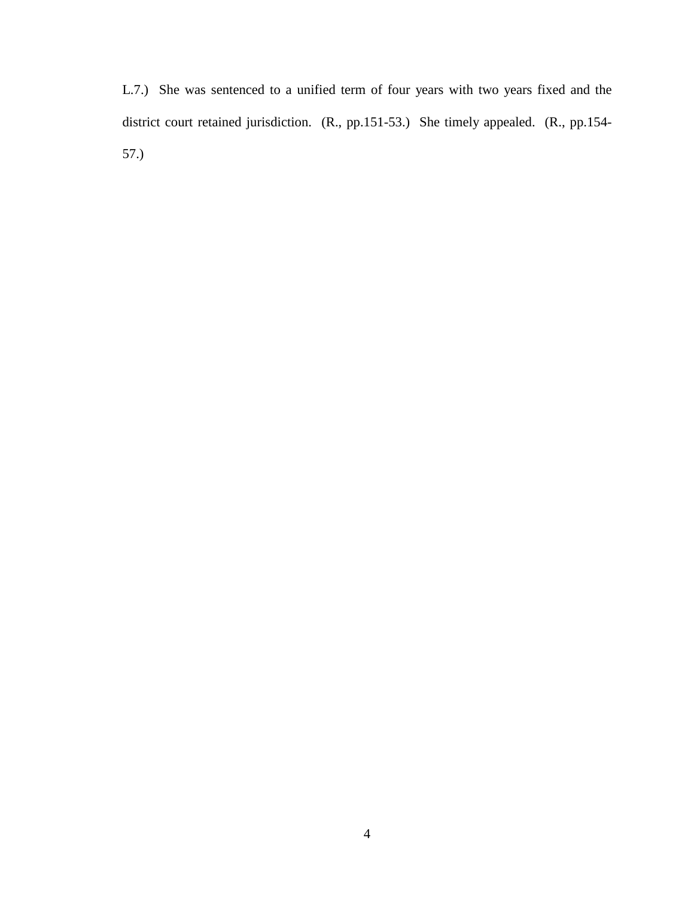L.7.) She was sentenced to a unified term of four years with two years fixed and the district court retained jurisdiction. (R., pp.151-53.) She timely appealed. (R., pp.154-57.)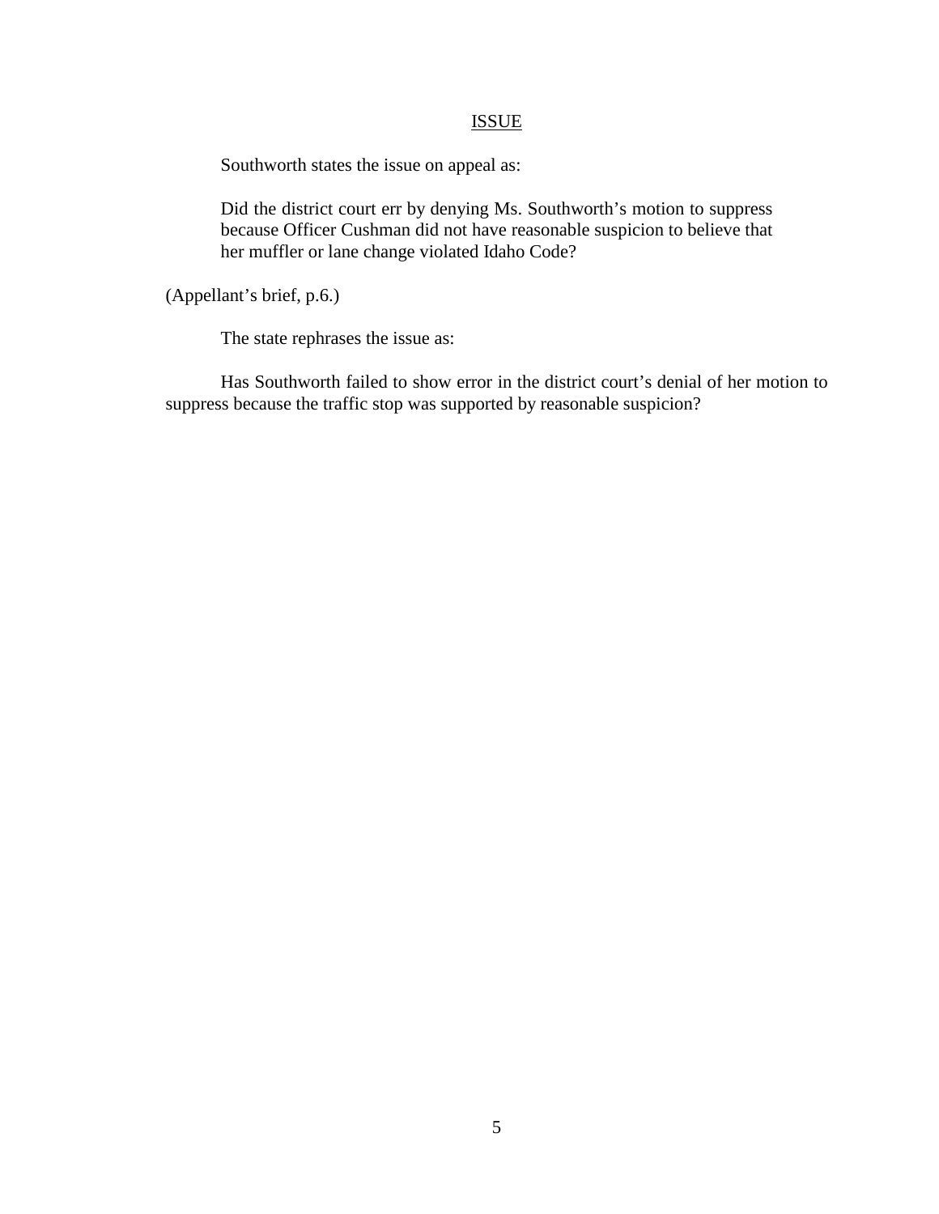## ISSUE

Southworth states the issue on appeal as:

> Did the district court err by denying Ms. Southworth's motion to suppress because Officer Cushman did not have reasonable suspicion to believe that her muffler or lane change violated Idaho Code?

(Appellant's brief, p.6.)

The state rephrases the issue as:

Has Southworth failed to show error in the district court's denial of her motion to suppress because the traffic stop was supported by reasonable suspicion?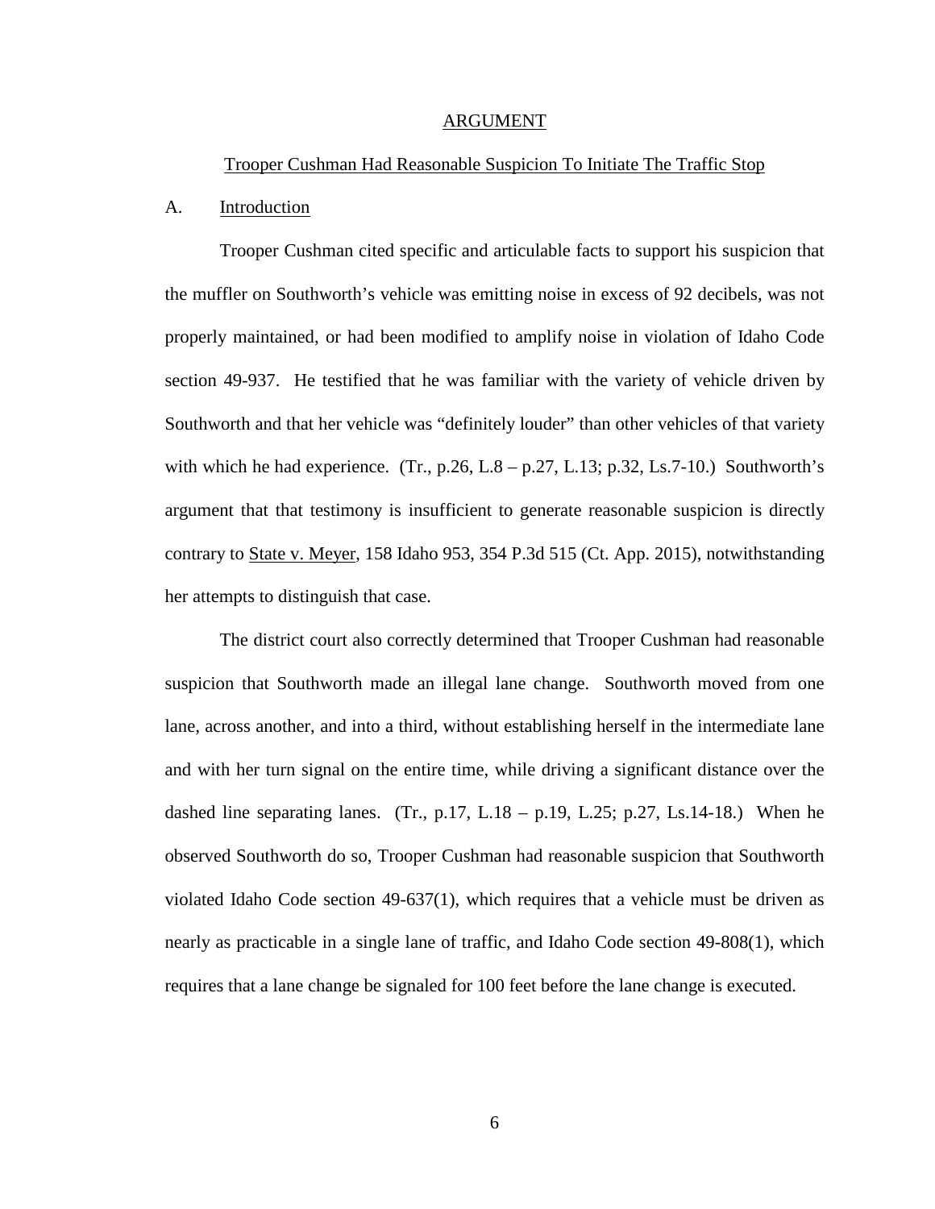## ARGUMENT

### Trooper Cushman Had Reasonable Suspicion To Initiate The Traffic Stop

### A. Introduction

Trooper Cushman cited specific and articulable facts to support his suspicion that the muffler on Southworth's vehicle was emitting noise in excess of 92 decibels, was not properly maintained, or had been modified to amplify noise in violation of Idaho Code section 49-937. He testified that he was familiar with the variety of vehicle driven by Southworth and that her vehicle was "definitely louder" than other vehicles of that variety with which he had experience. (Tr., p.26, L.8 – p.27, L.13; p.32, Ls.7-10.) Southworth's argument that that testimony is insufficient to generate reasonable suspicion is directly contrary to State v. Meyer, 158 Idaho 953, 354 P.3d 515 (Ct. App. 2015), notwithstanding her attempts to distinguish that case.

The district court also correctly determined that Trooper Cushman had reasonable suspicion that Southworth made an illegal lane change. Southworth moved from one lane, across another, and into a third, without establishing herself in the intermediate lane and with her turn signal on the entire time, while driving a significant distance over the dashed line separating lanes. (Tr., p.17, L.18 – p.19, L.25; p.27, Ls.14-18.) When he observed Southworth do so, Trooper Cushman had reasonable suspicion that Southworth violated Idaho Code section 49-637(1), which requires that a vehicle must be driven as nearly as practicable in a single lane of traffic, and Idaho Code section 49-808(1), which requires that a lane change be signaled for 100 feet before the lane change is executed.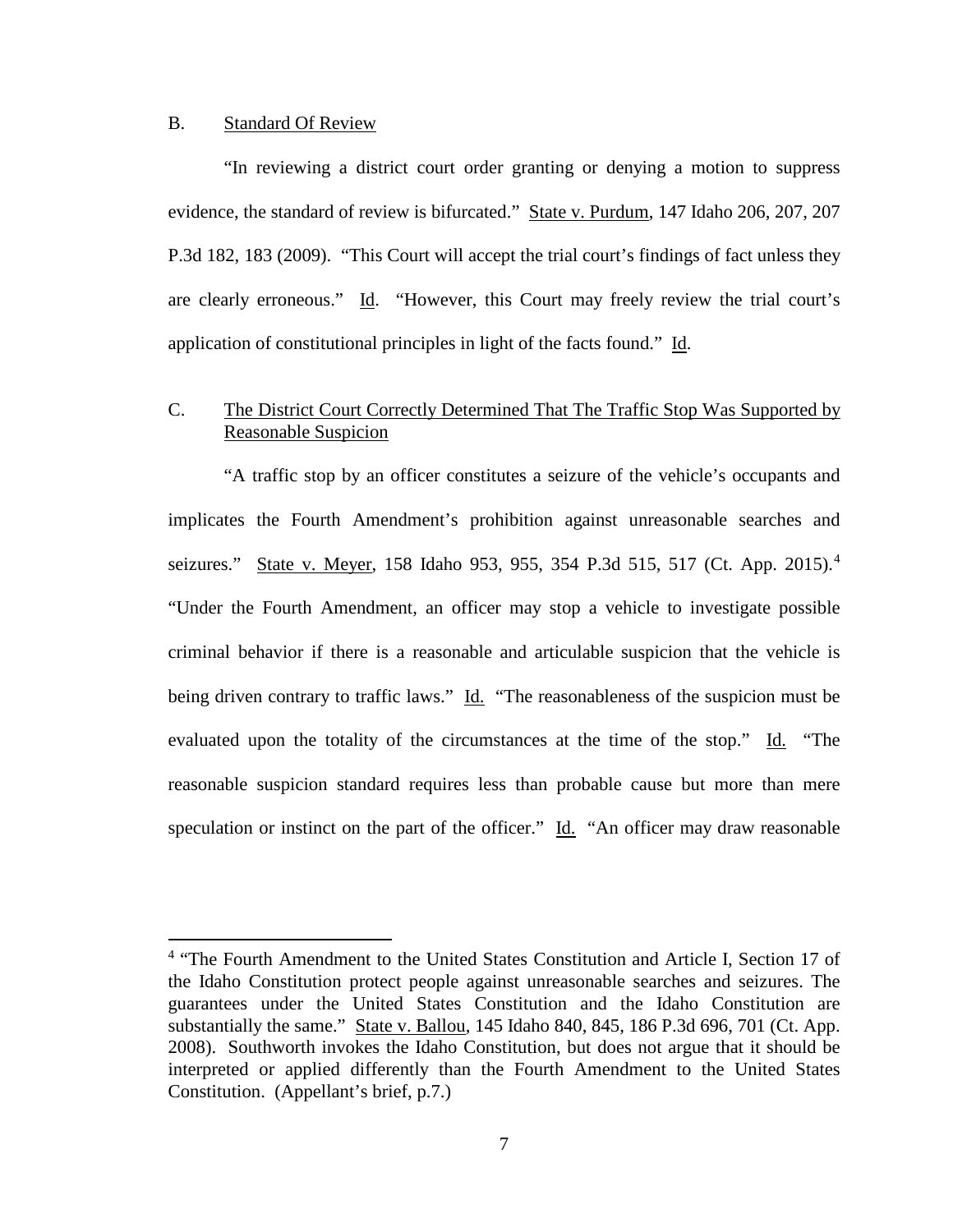B. Standard Of Review

"In reviewing a district court order granting or denying a motion to suppress evidence, the standard of review is bifurcated." State v. Purdum, 147 Idaho 206, 207, 207 P.3d 182, 183 (2009). "This Court will accept the trial court's findings of fact unless they are clearly erroneous." Id. "However, this Court may freely review the trial court's application of constitutional principles in light of the facts found." Id.

C. The District Court Correctly Determined That The Traffic Stop Was Supported by Reasonable Suspicion

"A traffic stop by an officer constitutes a seizure of the vehicle's occupants and implicates the Fourth Amendment's prohibition against unreasonable searches and seizures." State v. Meyer, 158 Idaho 953, 955, 354 P.3d 515, 517 (Ct. App. 2015).[4] "Under the Fourth Amendment, an officer may stop a vehicle to investigate possible criminal behavior if there is a reasonable and articulable suspicion that the vehicle is being driven contrary to traffic laws." Id. "The reasonableness of the suspicion must be evaluated upon the totality of the circumstances at the time of the stop." Id. "The reasonable suspicion standard requires less than probable cause but more than mere speculation or instinct on the part of the officer." Id. "An officer may draw reasonable

[4] "The Fourth Amendment to the United States Constitution and Article I, Section 17 of the Idaho Constitution protect people against unreasonable searches and seizures. The guarantees under the United States Constitution and the Idaho Constitution are substantially the same." State v. Ballou, 145 Idaho 840, 845, 186 P.3d 696, 701 (Ct. App. 2008). Southworth invokes the Idaho Constitution, but does not argue that it should be interpreted or applied differently than the Fourth Amendment to the United States Constitution. (Appellant's brief, p.7.)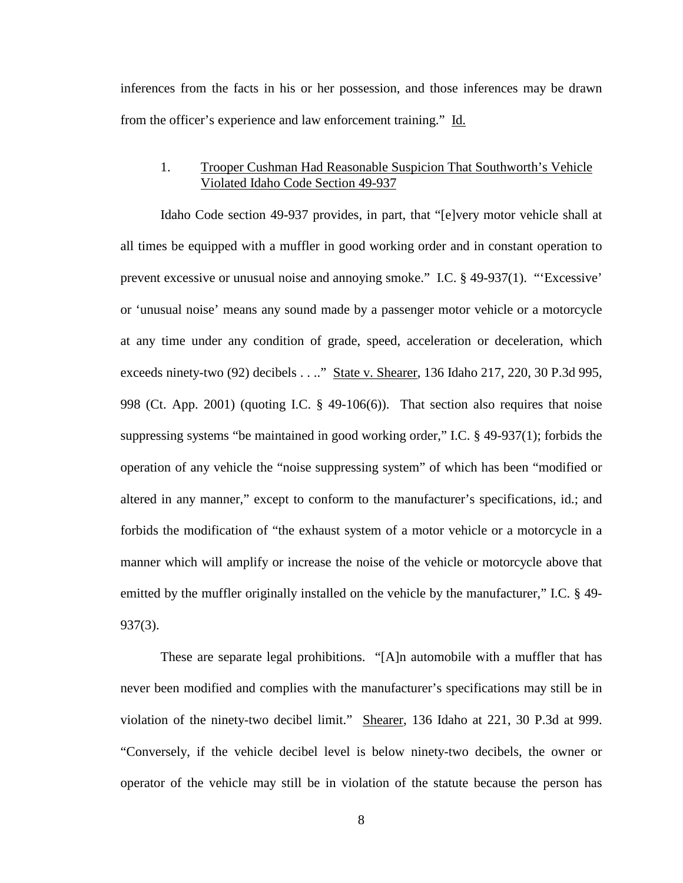inferences from the facts in his or her possession, and those inferences may be drawn from the officer's experience and law enforcement training." Id.

### 1. Trooper Cushman Had Reasonable Suspicion That Southworth's Vehicle Violated Idaho Code Section 49-937

Idaho Code section 49-937 provides, in part, that "[e]very motor vehicle shall at all times be equipped with a muffler in good working order and in constant operation to prevent excessive or unusual noise and annoying smoke." I.C. § 49-937(1). "'Excessive' or 'unusual noise' means any sound made by a passenger motor vehicle or a motorcycle at any time under any condition of grade, speed, acceleration or deceleration, which exceeds ninety-two (92) decibels . . .." State v. Shearer, 136 Idaho 217, 220, 30 P.3d 995, 998 (Ct. App. 2001) (quoting I.C. § 49-106(6)). That section also requires that noise suppressing systems "be maintained in good working order," I.C. § 49-937(1); forbids the operation of any vehicle the "noise suppressing system" of which has been "modified or altered in any manner," except to conform to the manufacturer's specifications, id.; and forbids the modification of "the exhaust system of a motor vehicle or a motorcycle in a manner which will amplify or increase the noise of the vehicle or motorcycle above that emitted by the muffler originally installed on the vehicle by the manufacturer," I.C. § 49-937(3).

These are separate legal prohibitions. "[A]n automobile with a muffler that has never been modified and complies with the manufacturer's specifications may still be in violation of the ninety-two decibel limit." Shearer, 136 Idaho at 221, 30 P.3d at 999. "Conversely, if the vehicle decibel level is below ninety-two decibels, the owner or operator of the vehicle may still be in violation of the statute because the person has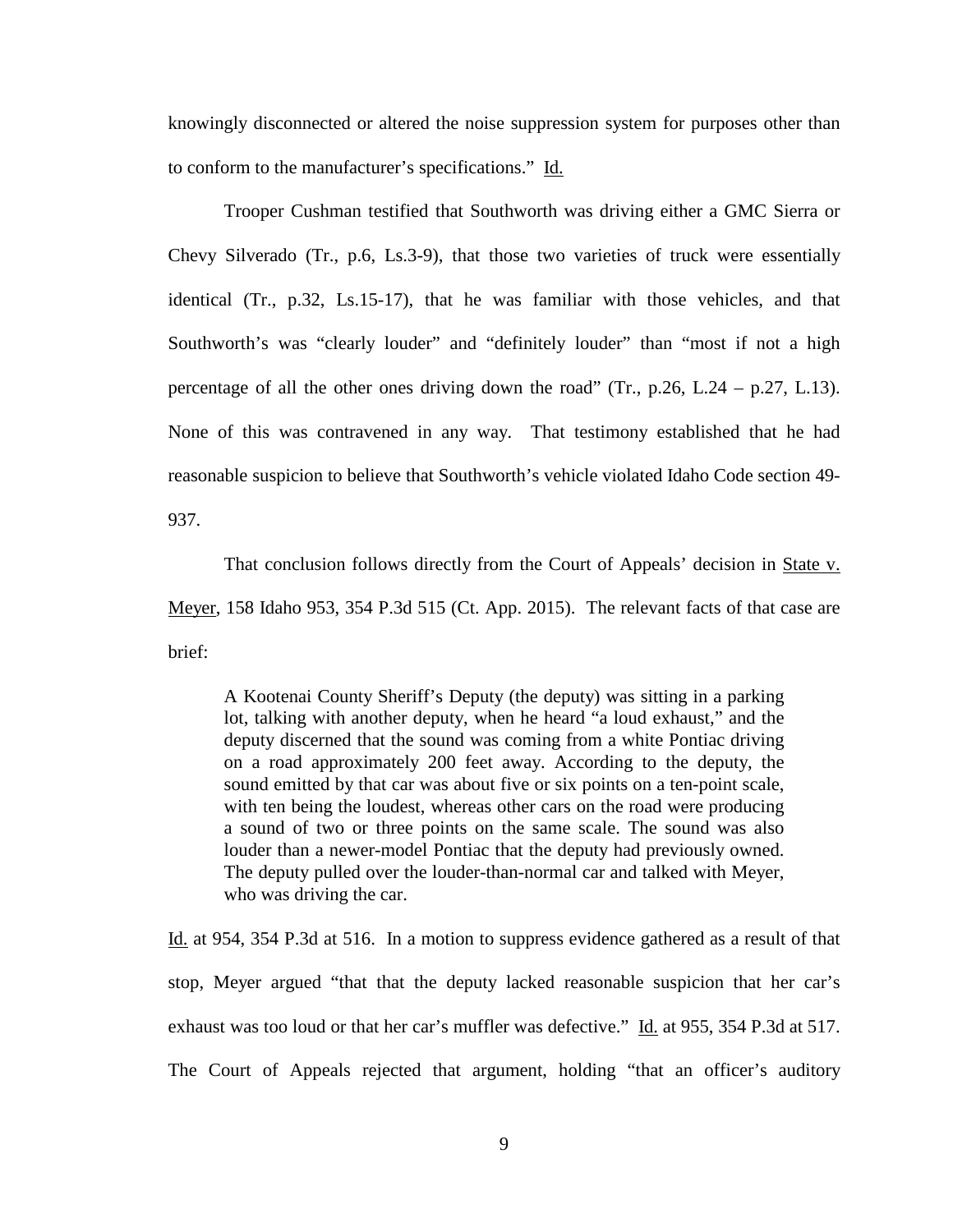knowingly disconnected or altered the noise suppression system for purposes other than to conform to the manufacturer's specifications." Id.

Trooper Cushman testified that Southworth was driving either a GMC Sierra or Chevy Silverado (Tr., p.6, Ls.3-9), that those two varieties of truck were essentially identical (Tr., p.32, Ls.15-17), that he was familiar with those vehicles, and that Southworth's was "clearly louder" and "definitely louder" than "most if not a high percentage of all the other ones driving down the road" (Tr., p.26, L.24 – p.27, L.13). None of this was contravened in any way. That testimony established that he had reasonable suspicion to believe that Southworth's vehicle violated Idaho Code section 49-937.

That conclusion follows directly from the Court of Appeals' decision in State v. Meyer, 158 Idaho 953, 354 P.3d 515 (Ct. App. 2015). The relevant facts of that case are brief:

> A Kootenai County Sheriff's Deputy (the deputy) was sitting in a parking lot, talking with another deputy, when he heard "a loud exhaust," and the deputy discerned that the sound was coming from a white Pontiac driving on a road approximately 200 feet away. According to the deputy, the sound emitted by that car was about five or six points on a ten-point scale, with ten being the loudest, whereas other cars on the road were producing a sound of two or three points on the same scale. The sound was also louder than a newer-model Pontiac that the deputy had previously owned. The deputy pulled over the louder-than-normal car and talked with Meyer, who was driving the car.

Id. at 954, 354 P.3d at 516. In a motion to suppress evidence gathered as a result of that stop, Meyer argued "that that the deputy lacked reasonable suspicion that her car's exhaust was too loud or that her car's muffler was defective." Id. at 955, 354 P.3d at 517. The Court of Appeals rejected that argument, holding "that an officer's auditory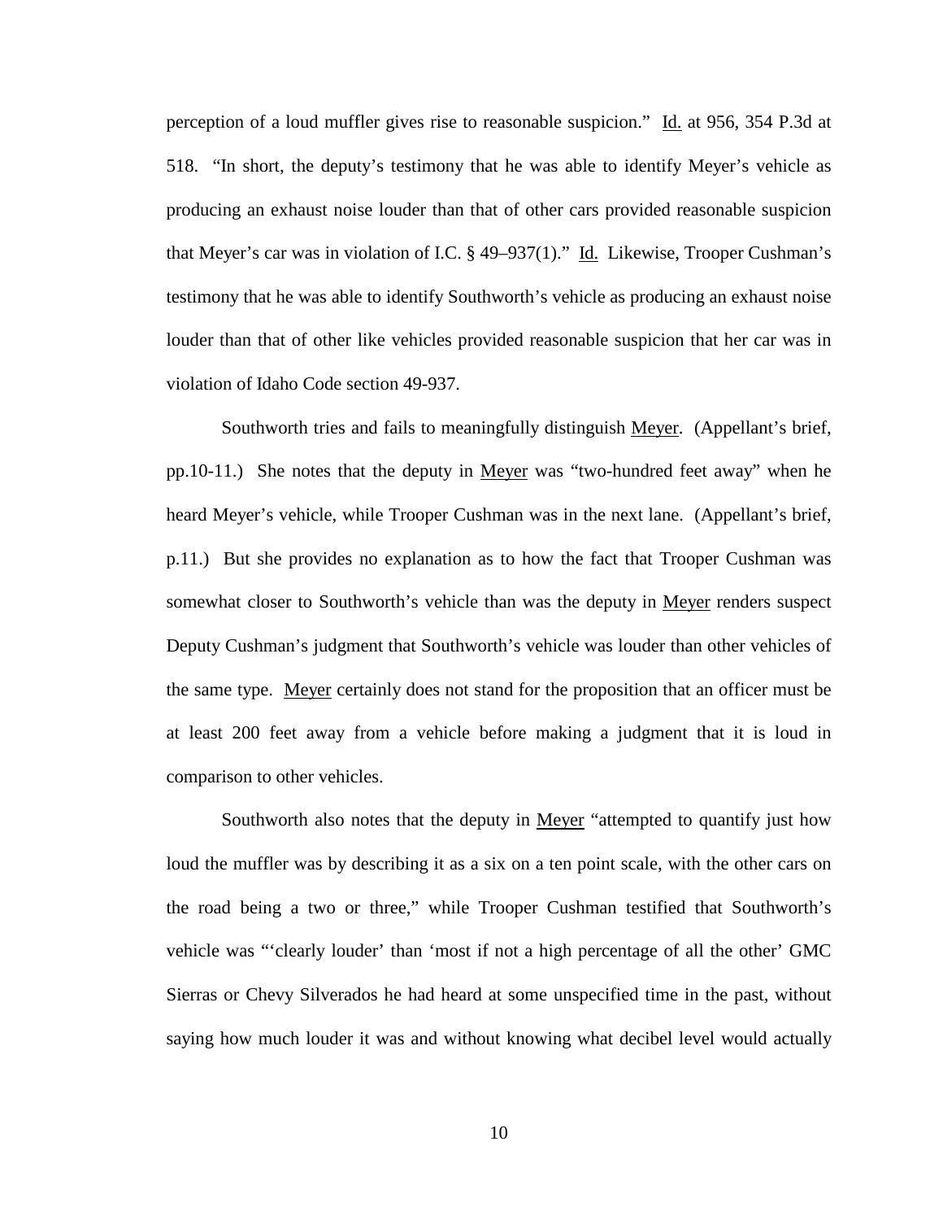perception of a loud muffler gives rise to reasonable suspicion." Id. at 956, 354 P.3d at 518. "In short, the deputy's testimony that he was able to identify Meyer's vehicle as producing an exhaust noise louder than that of other cars provided reasonable suspicion that Meyer's car was in violation of I.C. § 49–937(1)." Id. Likewise, Trooper Cushman's testimony that he was able to identify Southworth's vehicle as producing an exhaust noise louder than that of other like vehicles provided reasonable suspicion that her car was in violation of Idaho Code section 49-937.

Southworth tries and fails to meaningfully distinguish Meyer. (Appellant's brief, pp.10-11.) She notes that the deputy in Meyer was "two-hundred feet away" when he heard Meyer's vehicle, while Trooper Cushman was in the next lane. (Appellant's brief, p.11.) But she provides no explanation as to how the fact that Trooper Cushman was somewhat closer to Southworth's vehicle than was the deputy in Meyer renders suspect Deputy Cushman's judgment that Southworth's vehicle was louder than other vehicles of the same type. Meyer certainly does not stand for the proposition that an officer must be at least 200 feet away from a vehicle before making a judgment that it is loud in comparison to other vehicles.

Southworth also notes that the deputy in Meyer "attempted to quantify just how loud the muffler was by describing it as a six on a ten point scale, with the other cars on the road being a two or three," while Trooper Cushman testified that Southworth's vehicle was "'clearly louder' than 'most if not a high percentage of all the other' GMC Sierras or Chevy Silverados he had heard at some unspecified time in the past, without saying how much louder it was and without knowing what decibel level would actually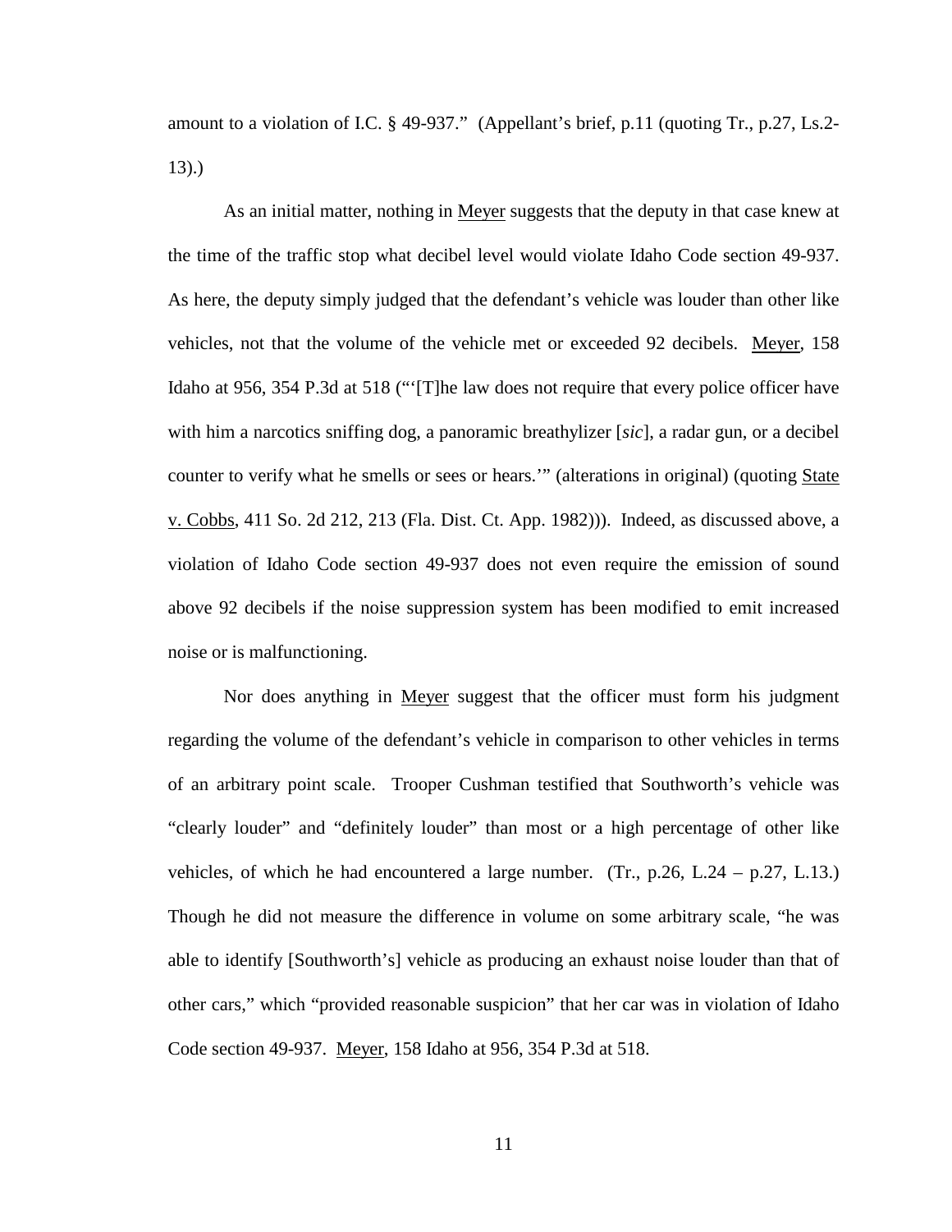amount to a violation of I.C. § 49-937." (Appellant's brief, p.11 (quoting Tr., p.27, Ls.2-13).)

As an initial matter, nothing in Meyer suggests that the deputy in that case knew at the time of the traffic stop what decibel level would violate Idaho Code section 49-937. As here, the deputy simply judged that the defendant's vehicle was louder than other like vehicles, not that the volume of the vehicle met or exceeded 92 decibels. Meyer, 158 Idaho at 956, 354 P.3d at 518 ("'[T]he law does not require that every police officer have with him a narcotics sniffing dog, a panoramic breathylizer [*sic*], a radar gun, or a decibel counter to verify what he smells or sees or hears.'" (alterations in original) (quoting State v. Cobbs, 411 So. 2d 212, 213 (Fla. Dist. Ct. App. 1982))). Indeed, as discussed above, a violation of Idaho Code section 49-937 does not even require the emission of sound above 92 decibels if the noise suppression system has been modified to emit increased noise or is malfunctioning.

Nor does anything in Meyer suggest that the officer must form his judgment regarding the volume of the defendant's vehicle in comparison to other vehicles in terms of an arbitrary point scale. Trooper Cushman testified that Southworth's vehicle was "clearly louder" and "definitely louder" than most or a high percentage of other like vehicles, of which he had encountered a large number. (Tr., p.26, L.24 – p.27, L.13.) Though he did not measure the difference in volume on some arbitrary scale, "he was able to identify [Southworth's] vehicle as producing an exhaust noise louder than that of other cars," which "provided reasonable suspicion" that her car was in violation of Idaho Code section 49-937. Meyer, 158 Idaho at 956, 354 P.3d at 518.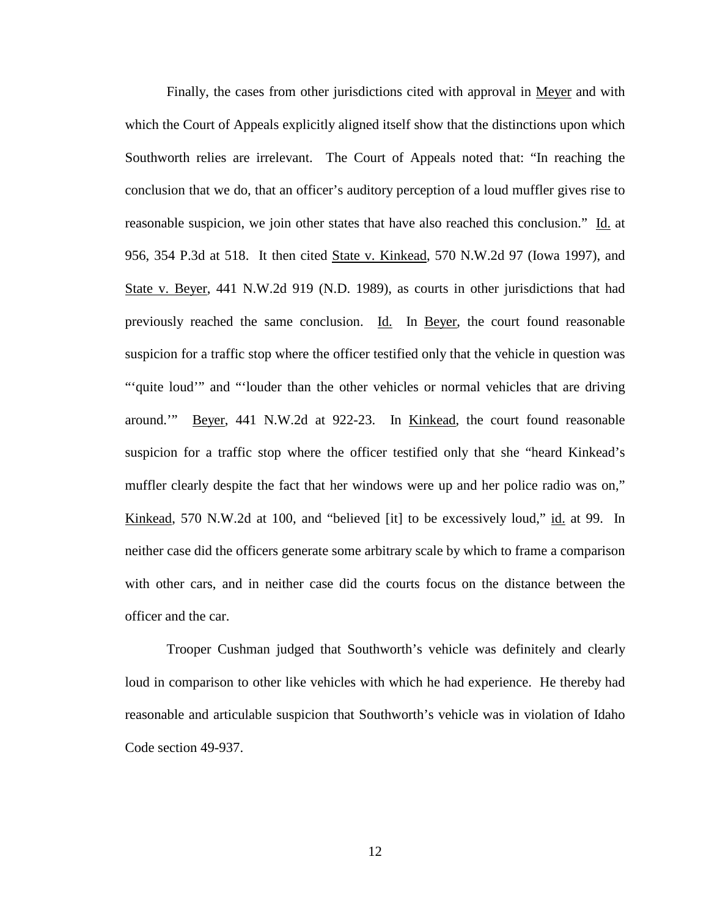Finally, the cases from other jurisdictions cited with approval in Meyer and with which the Court of Appeals explicitly aligned itself show that the distinctions upon which Southworth relies are irrelevant. The Court of Appeals noted that: "In reaching the conclusion that we do, that an officer's auditory perception of a loud muffler gives rise to reasonable suspicion, we join other states that have also reached this conclusion." Id. at 956, 354 P.3d at 518. It then cited State v. Kinkead, 570 N.W.2d 97 (Iowa 1997), and State v. Beyer, 441 N.W.2d 919 (N.D. 1989), as courts in other jurisdictions that had previously reached the same conclusion. Id. In Beyer, the court found reasonable suspicion for a traffic stop where the officer testified only that the vehicle in question was "'quite loud'" and "'louder than the other vehicles or normal vehicles that are driving around.'" Beyer, 441 N.W.2d at 922-23. In Kinkead, the court found reasonable suspicion for a traffic stop where the officer testified only that she "heard Kinkead's muffler clearly despite the fact that her windows were up and her police radio was on," Kinkead, 570 N.W.2d at 100, and "believed [it] to be excessively loud," id. at 99. In neither case did the officers generate some arbitrary scale by which to frame a comparison with other cars, and in neither case did the courts focus on the distance between the officer and the car.

Trooper Cushman judged that Southworth's vehicle was definitely and clearly loud in comparison to other like vehicles with which he had experience. He thereby had reasonable and articulable suspicion that Southworth's vehicle was in violation of Idaho Code section 49-937.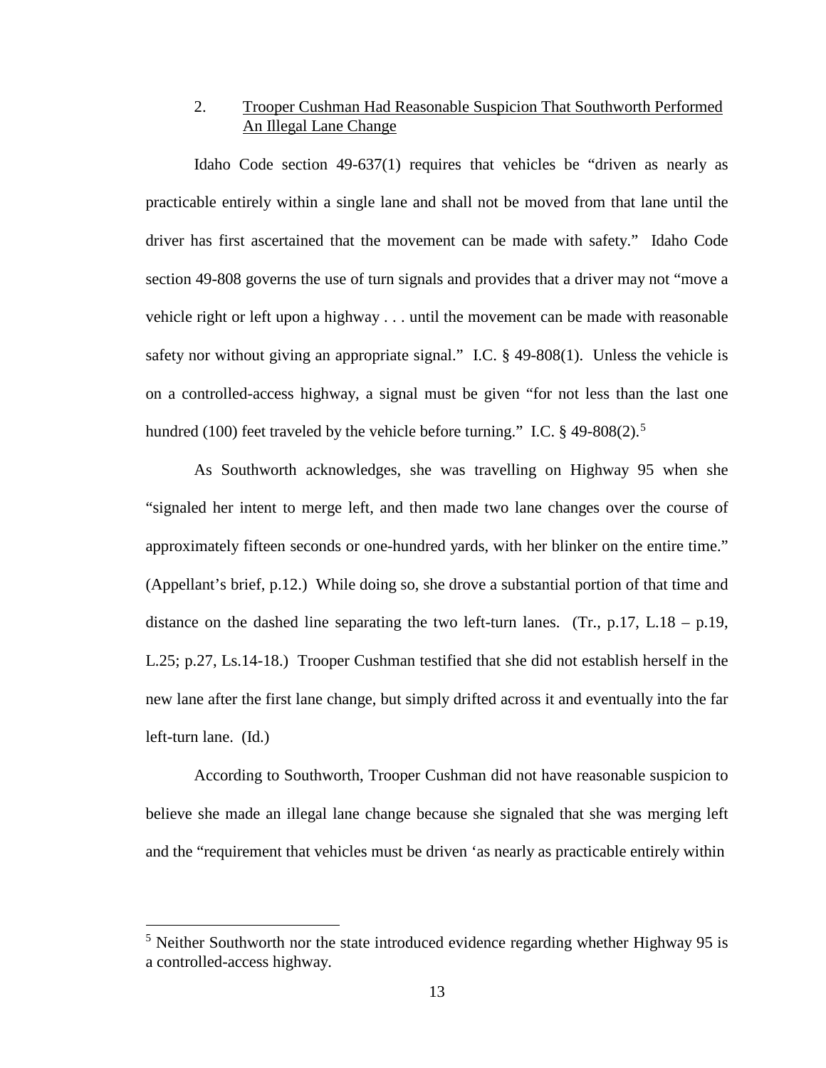2. Trooper Cushman Had Reasonable Suspicion That Southworth Performed An Illegal Lane Change

Idaho Code section 49-637(1) requires that vehicles be "driven as nearly as practicable entirely within a single lane and shall not be moved from that lane until the driver has first ascertained that the movement can be made with safety." Idaho Code section 49-808 governs the use of turn signals and provides that a driver may not "move a vehicle right or left upon a highway . . . until the movement can be made with reasonable safety nor without giving an appropriate signal." I.C. § 49-808(1). Unless the vehicle is on a controlled-access highway, a signal must be given "for not less than the last one hundred (100) feet traveled by the vehicle before turning." I.C. § 49-808(2).[5]

As Southworth acknowledges, she was travelling on Highway 95 when she "signaled her intent to merge left, and then made two lane changes over the course of approximately fifteen seconds or one-hundred yards, with her blinker on the entire time." (Appellant's brief, p.12.) While doing so, she drove a substantial portion of that time and distance on the dashed line separating the two left-turn lanes. (Tr., p.17, L.18 – p.19, L.25; p.27, Ls.14-18.) Trooper Cushman testified that she did not establish herself in the new lane after the first lane change, but simply drifted across it and eventually into the far left-turn lane. (Id.)

According to Southworth, Trooper Cushman did not have reasonable suspicion to believe she made an illegal lane change because she signaled that she was merging left and the "requirement that vehicles must be driven 'as nearly as practicable entirely within

[5] Neither Southworth nor the state introduced evidence regarding whether Highway 95 is a controlled-access highway.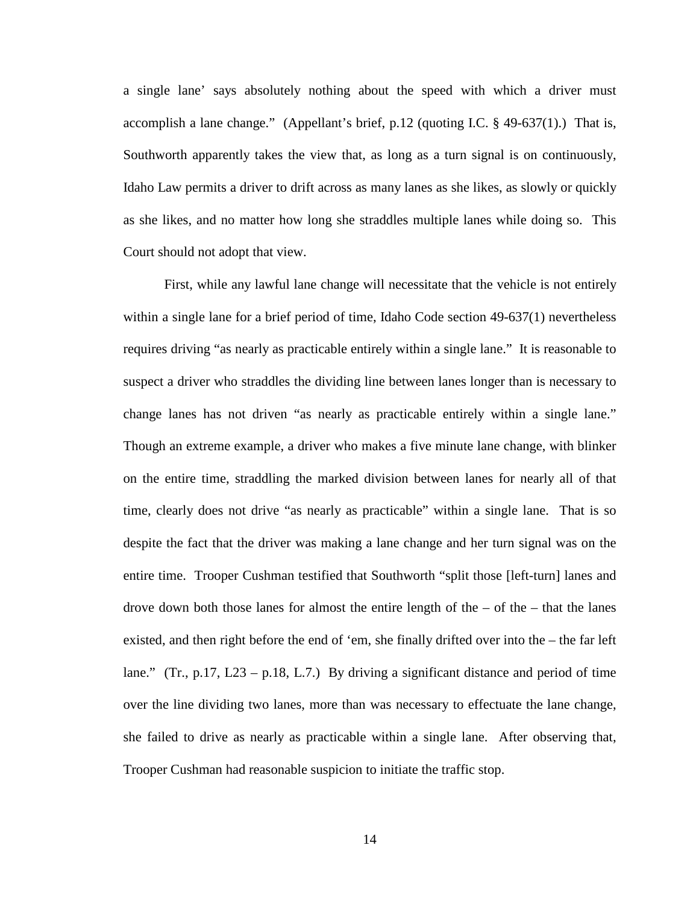a single lane' says absolutely nothing about the speed with which a driver must accomplish a lane change." (Appellant's brief, p.12 (quoting I.C. § 49-637(1).) That is, Southworth apparently takes the view that, as long as a turn signal is on continuously, Idaho Law permits a driver to drift across as many lanes as she likes, as slowly or quickly as she likes, and no matter how long she straddles multiple lanes while doing so. This Court should not adopt that view.

First, while any lawful lane change will necessitate that the vehicle is not entirely within a single lane for a brief period of time, Idaho Code section 49-637(1) nevertheless requires driving "as nearly as practicable entirely within a single lane." It is reasonable to suspect a driver who straddles the dividing line between lanes longer than is necessary to change lanes has not driven "as nearly as practicable entirely within a single lane." Though an extreme example, a driver who makes a five minute lane change, with blinker on the entire time, straddling the marked division between lanes for nearly all of that time, clearly does not drive "as nearly as practicable" within a single lane. That is so despite the fact that the driver was making a lane change and her turn signal was on the entire time. Trooper Cushman testified that Southworth "split those [left-turn] lanes and drove down both those lanes for almost the entire length of the – of the – that the lanes existed, and then right before the end of 'em, she finally drifted over into the – the far left lane." (Tr., p.17, L23 – p.18, L.7.) By driving a significant distance and period of time over the line dividing two lanes, more than was necessary to effectuate the lane change, she failed to drive as nearly as practicable within a single lane. After observing that, Trooper Cushman had reasonable suspicion to initiate the traffic stop.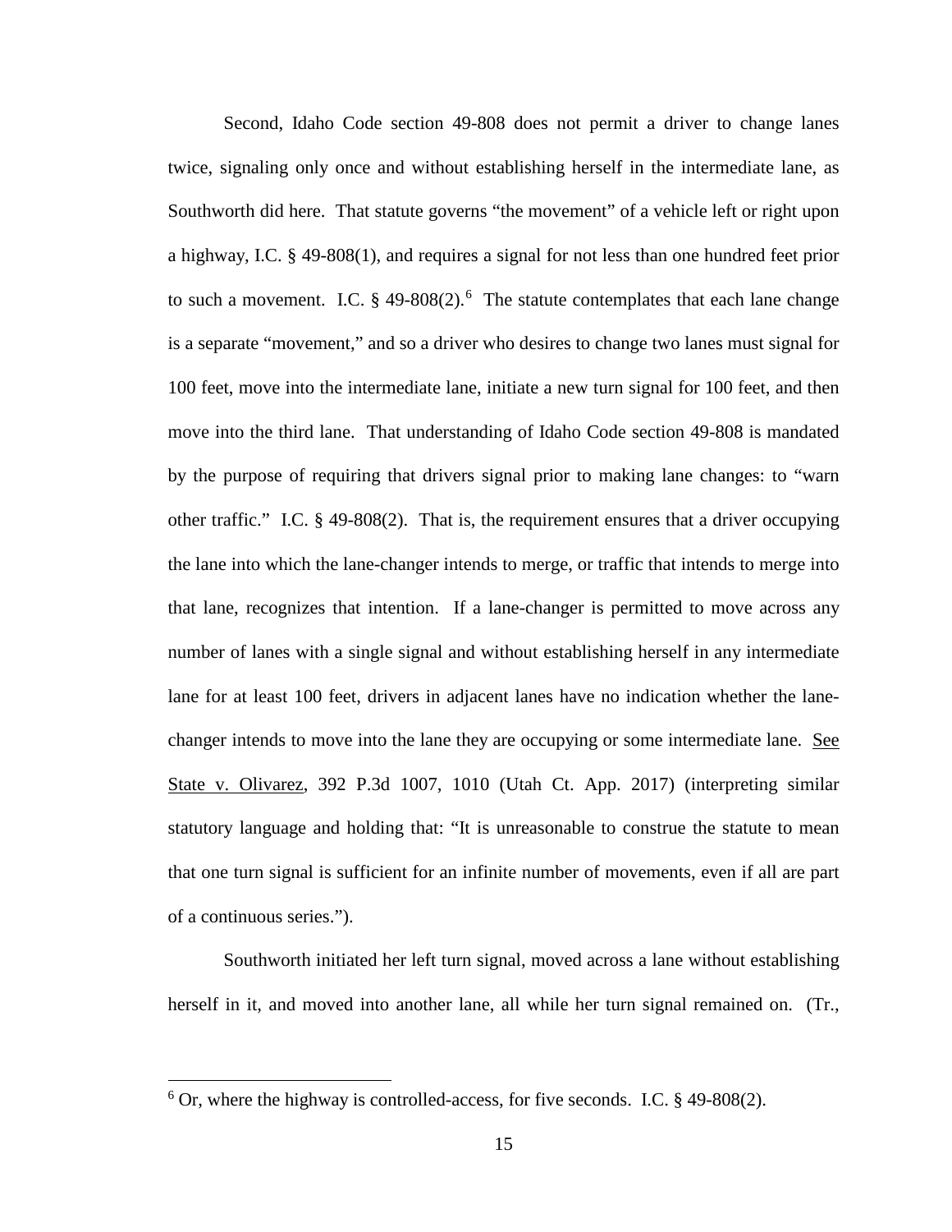Second, Idaho Code section 49-808 does not permit a driver to change lanes twice, signaling only once and without establishing herself in the intermediate lane, as Southworth did here. That statute governs "the movement" of a vehicle left or right upon a highway, I.C. § 49-808(1), and requires a signal for not less than one hundred feet prior to such a movement. I.C. § 49-808(2).[6] The statute contemplates that each lane change is a separate "movement," and so a driver who desires to change two lanes must signal for 100 feet, move into the intermediate lane, initiate a new turn signal for 100 feet, and then move into the third lane. That understanding of Idaho Code section 49-808 is mandated by the purpose of requiring that drivers signal prior to making lane changes: to "warn other traffic." I.C. § 49-808(2). That is, the requirement ensures that a driver occupying the lane into which the lane-changer intends to merge, or traffic that intends to merge into that lane, recognizes that intention. If a lane-changer is permitted to move across any number of lanes with a single signal and without establishing herself in any intermediate lane for at least 100 feet, drivers in adjacent lanes have no indication whether the lane-changer intends to move into the lane they are occupying or some intermediate lane. See State v. Olivarez, 392 P.3d 1007, 1010 (Utah Ct. App. 2017) (interpreting similar statutory language and holding that: "It is unreasonable to construe the statute to mean that one turn signal is sufficient for an infinite number of movements, even if all are part of a continuous series.").

Southworth initiated her left turn signal, moved across a lane without establishing herself in it, and moved into another lane, all while her turn signal remained on. (Tr.,

[6] Or, where the highway is controlled-access, for five seconds. I.C. § 49-808(2).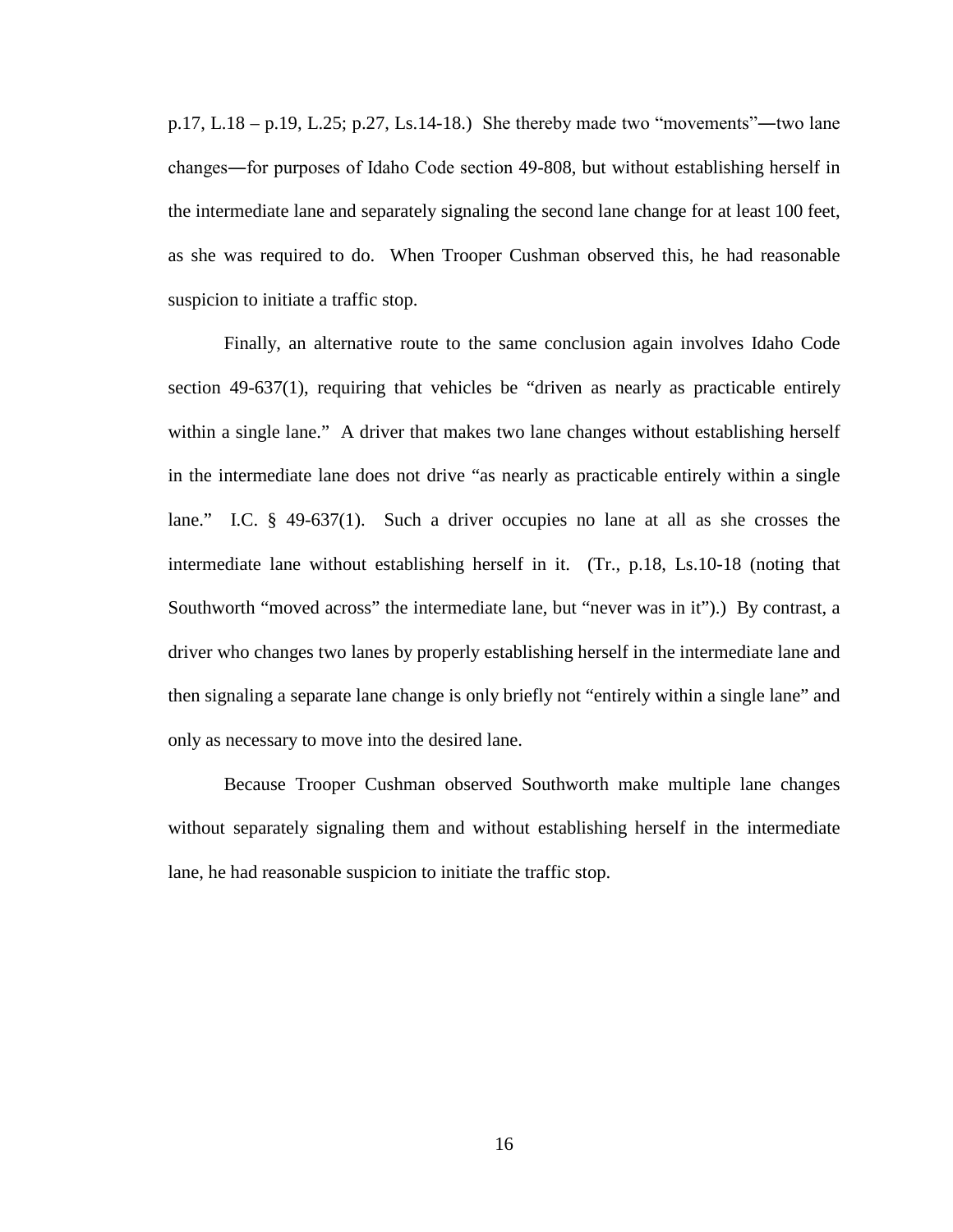p.17, L.18 – p.19, L.25; p.27, Ls.14-18.) She thereby made two "movements"―two lane changes―for purposes of Idaho Code section 49-808, but without establishing herself in the intermediate lane and separately signaling the second lane change for at least 100 feet, as she was required to do. When Trooper Cushman observed this, he had reasonable suspicion to initiate a traffic stop.

Finally, an alternative route to the same conclusion again involves Idaho Code section 49-637(1), requiring that vehicles be "driven as nearly as practicable entirely within a single lane." A driver that makes two lane changes without establishing herself in the intermediate lane does not drive "as nearly as practicable entirely within a single lane." I.C. § 49-637(1). Such a driver occupies no lane at all as she crosses the intermediate lane without establishing herself in it. (Tr., p.18, Ls.10-18 (noting that Southworth "moved across" the intermediate lane, but "never was in it").) By contrast, a driver who changes two lanes by properly establishing herself in the intermediate lane and then signaling a separate lane change is only briefly not "entirely within a single lane" and only as necessary to move into the desired lane.

Because Trooper Cushman observed Southworth make multiple lane changes without separately signaling them and without establishing herself in the intermediate lane, he had reasonable suspicion to initiate the traffic stop.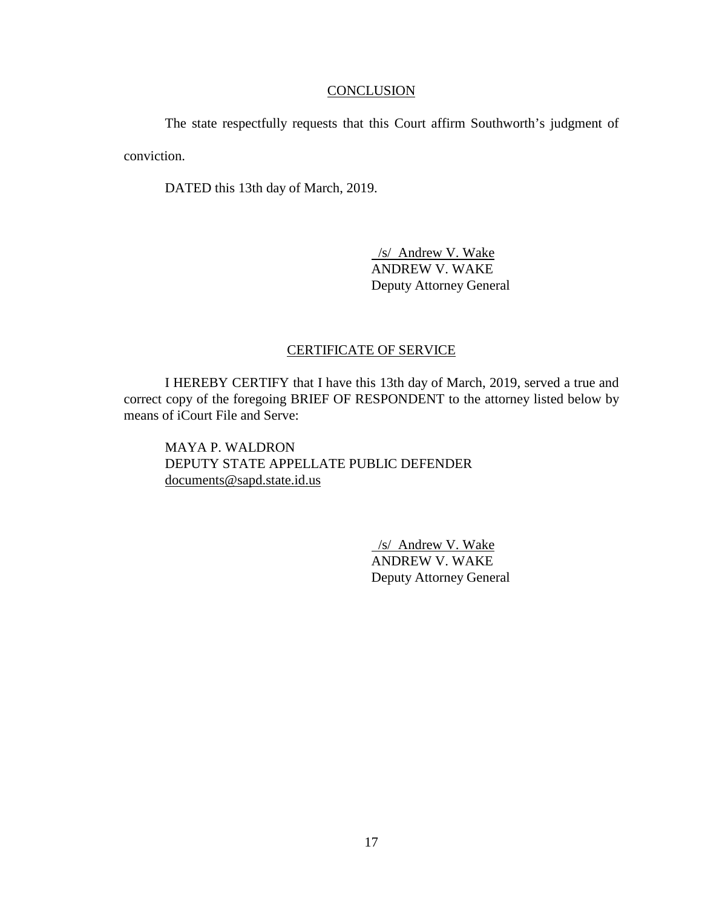## CONCLUSION

The state respectfully requests that this Court affirm Southworth's judgment of conviction.

DATED this 13th day of March, 2019.

/s/ Andrew V. Wake
ANDREW V. WAKE
Deputy Attorney General

## CERTIFICATE OF SERVICE

I HEREBY CERTIFY that I have this 13th day of March, 2019, served a true and correct copy of the foregoing BRIEF OF RESPONDENT to the attorney listed below by means of iCourt File and Serve:

MAYA P. WALDRON
DEPUTY STATE APPELLATE PUBLIC DEFENDER
documents@sapd.state.id.us

/s/ Andrew V. Wake
ANDREW V. WAKE
Deputy Attorney General